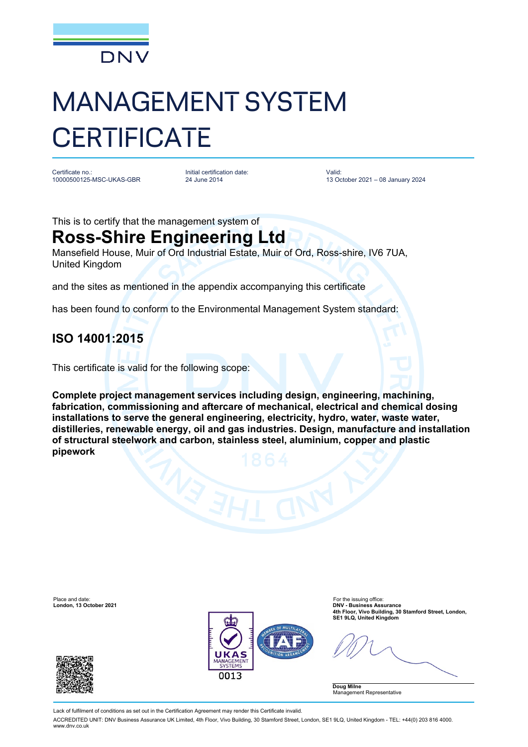DNV

# MANAGEMENT SYSTEM CERTIFICATE

Certificate no.:
10000500125-MSC-UKAS-GBR

Initial certification date:
24 June 2014

Valid:
13 October 2021 – 08 January 2024

This is to certify that the management system of

## Ross-Shire Engineering Ltd

Mansefield House, Muir of Ord Industrial Estate, Muir of Ord, Ross-shire, IV6 7UA, United Kingdom

and the sites as mentioned in the appendix accompanying this certificate

has been found to conform to the Environmental Management System standard:

## ISO 14001:2015

This certificate is valid for the following scope:

**Complete project management services including design, engineering, machining, fabrication, commissioning and aftercare of mechanical, electrical and chemical dosing installations to serve the general engineering, electricity, hydro, water, waste water, distilleries, renewable energy, oil and gas industries. Design, manufacture and installation of structural steelwork and carbon, stainless steel, aluminium, copper and plastic pipework**

Place and date:
**London, 13 October 2021**

UKAS MANAGEMENT SYSTEMS 0013

For the issuing office:
**DNV - Business Assurance**
**4th Floor, Vivo Building, 30 Stamford Street, London, SE1 9LQ, United Kingdom**

**Doug Milne**
Management Representative

Lack of fulfilment of conditions as set out in the Certification Agreement may render this Certificate invalid.

ACCREDITED UNIT: DNV Business Assurance UK Limited, 4th Floor, Vivo Building, 30 Stamford Street, London, SE1 9LQ, United Kingdom - TEL: +44(0) 203 816 4000. www.dnv.co.uk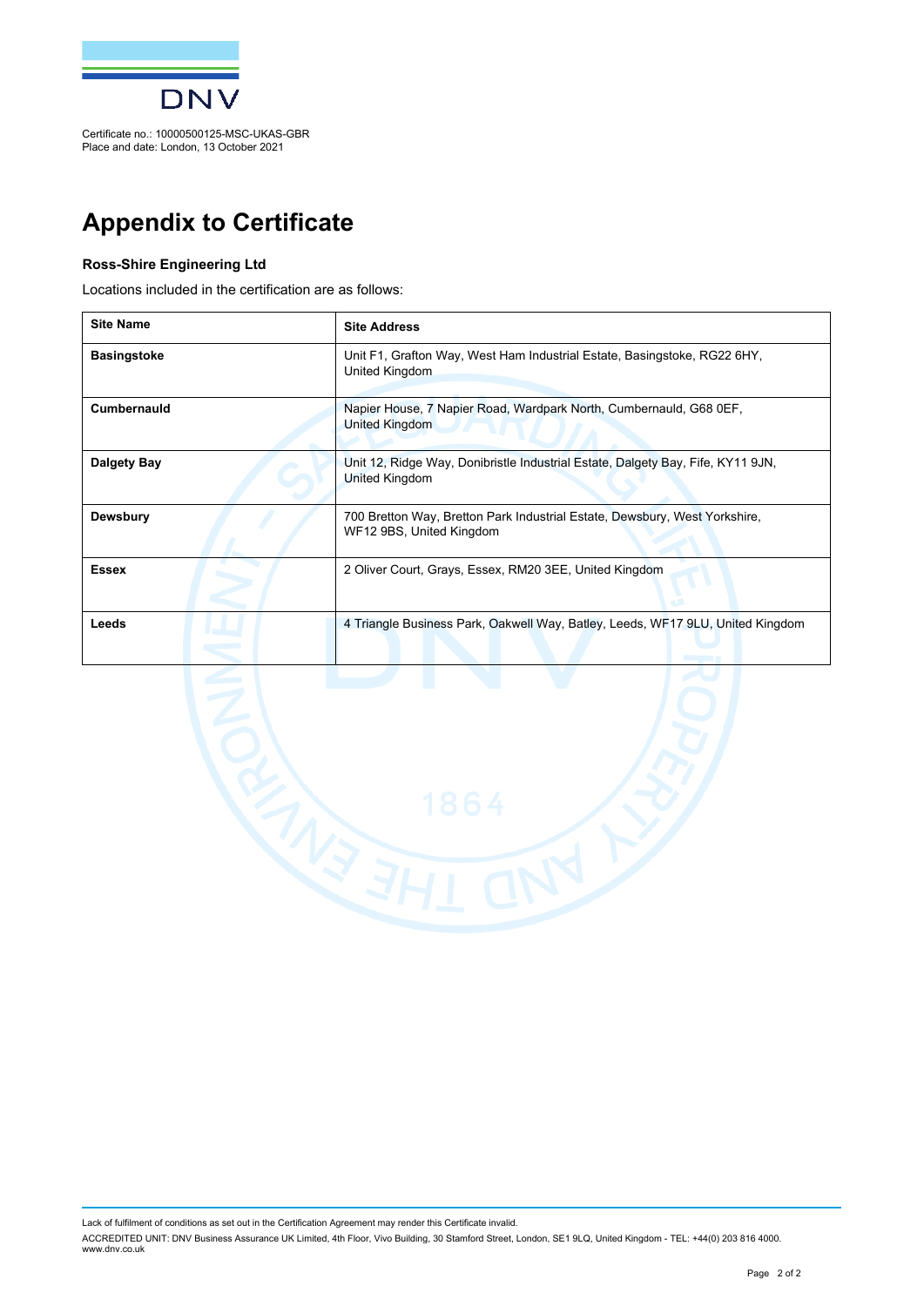Certificate no.: 10000500125-MSC-UKAS-GBR
Place and date: London, 13 October 2021

# Appendix to Certificate

**Ross-Shire Engineering Ltd**

Locations included in the certification are as follows:

| Site Name | Site Address |
|---|---|
| **Basingstoke** | Unit F1, Grafton Way, West Ham Industrial Estate, Basingstoke, RG22 6HY, United Kingdom |
| **Cumbernauld** | Napier House, 7 Napier Road, Wardpark North, Cumbernauld, G68 0EF, United Kingdom |
| **Dalgety Bay** | Unit 12, Ridge Way, Donibristle Industrial Estate, Dalgety Bay, Fife, KY11 9JN, United Kingdom |
| **Dewsbury** | 700 Bretton Way, Bretton Park Industrial Estate, Dewsbury, West Yorkshire, WF12 9BS, United Kingdom |
| **Essex** | 2 Oliver Court, Grays, Essex, RM20 3EE, United Kingdom |
| **Leeds** | 4 Triangle Business Park, Oakwell Way, Batley, Leeds, WF17 9LU, United Kingdom |

Lack of fulfilment of conditions as set out in the Certification Agreement may render this Certificate invalid.

ACCREDITED UNIT: DNV Business Assurance UK Limited, 4th Floor, Vivo Building, 30 Stamford Street, London, SE1 9LQ, United Kingdom - TEL: +44(0) 203 816 4000. www.dnv.co.uk